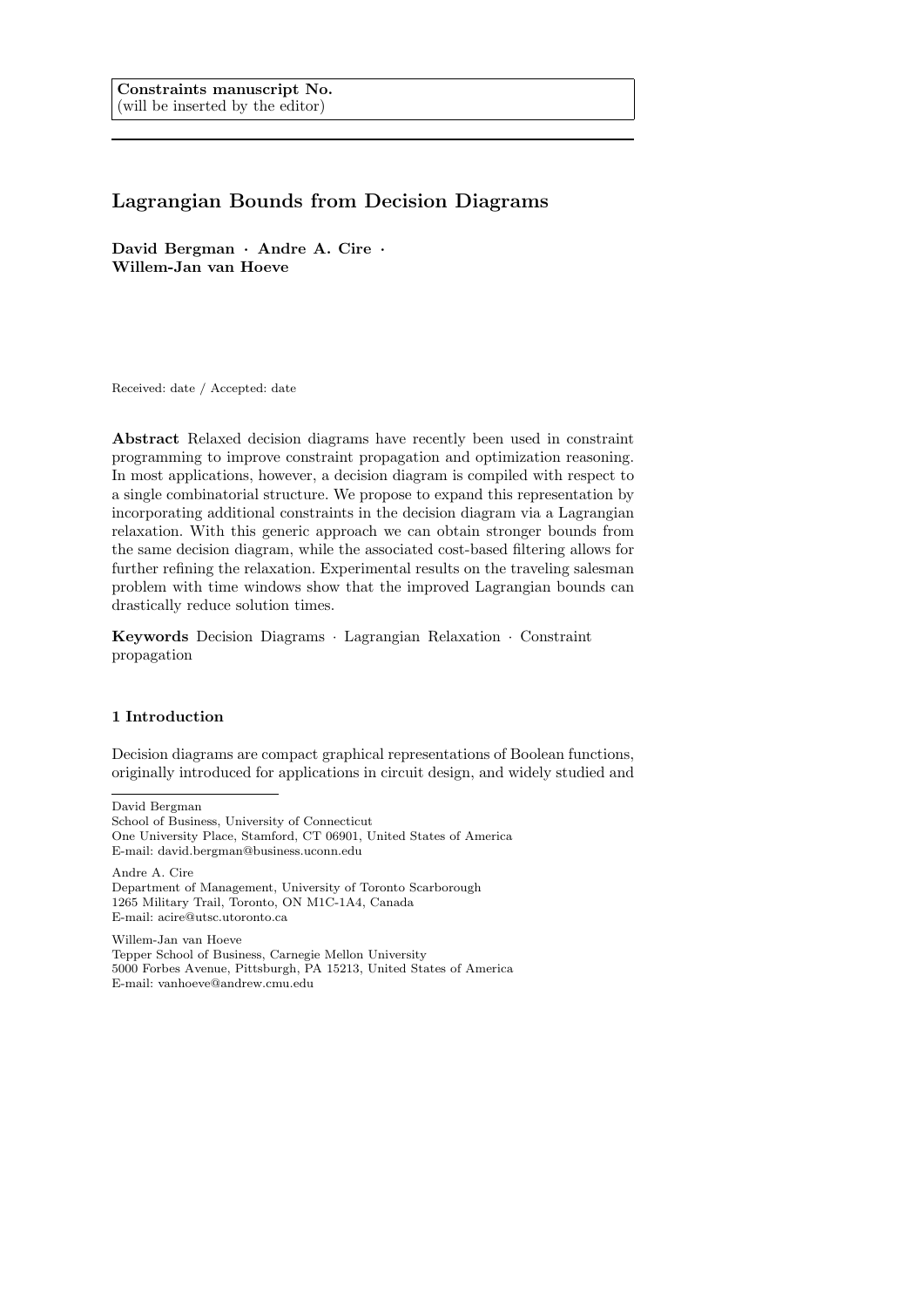**Constraints manuscript No.**
(will be inserted by the editor)

# Lagrangian Bounds from Decision Diagrams

**David Bergman · Andre A. Cire · Willem-Jan van Hoeve**

Received: date / Accepted: date

**Abstract** Relaxed decision diagrams have recently been used in constraint programming to improve constraint propagation and optimization reasoning. In most applications, however, a decision diagram is compiled with respect to a single combinatorial structure. We propose to expand this representation by incorporating additional constraints in the decision diagram via a Lagrangian relaxation. With this generic approach we can obtain stronger bounds from the same decision diagram, while the associated cost-based filtering allows for further refining the relaxation. Experimental results on the traveling salesman problem with time windows show that the improved Lagrangian bounds can drastically reduce solution times.

**Keywords** Decision Diagrams · Lagrangian Relaxation · Constraint propagation

## 1 Introduction

Decision diagrams are compact graphical representations of Boolean functions, originally introduced for applications in circuit design, and widely studied and

---

David Bergman
School of Business, University of Connecticut
One University Place, Stamford, CT 06901, United States of America
E-mail: david.bergman@business.uconn.edu

Andre A. Cire
Department of Management, University of Toronto Scarborough
1265 Military Trail, Toronto, ON M1C-1A4, Canada
E-mail: acire@utsc.utoronto.ca

Willem-Jan van Hoeve
Tepper School of Business, Carnegie Mellon University
5000 Forbes Avenue, Pittsburgh, PA 15213, United States of America
E-mail: vanhoeve@andrew.cmu.edu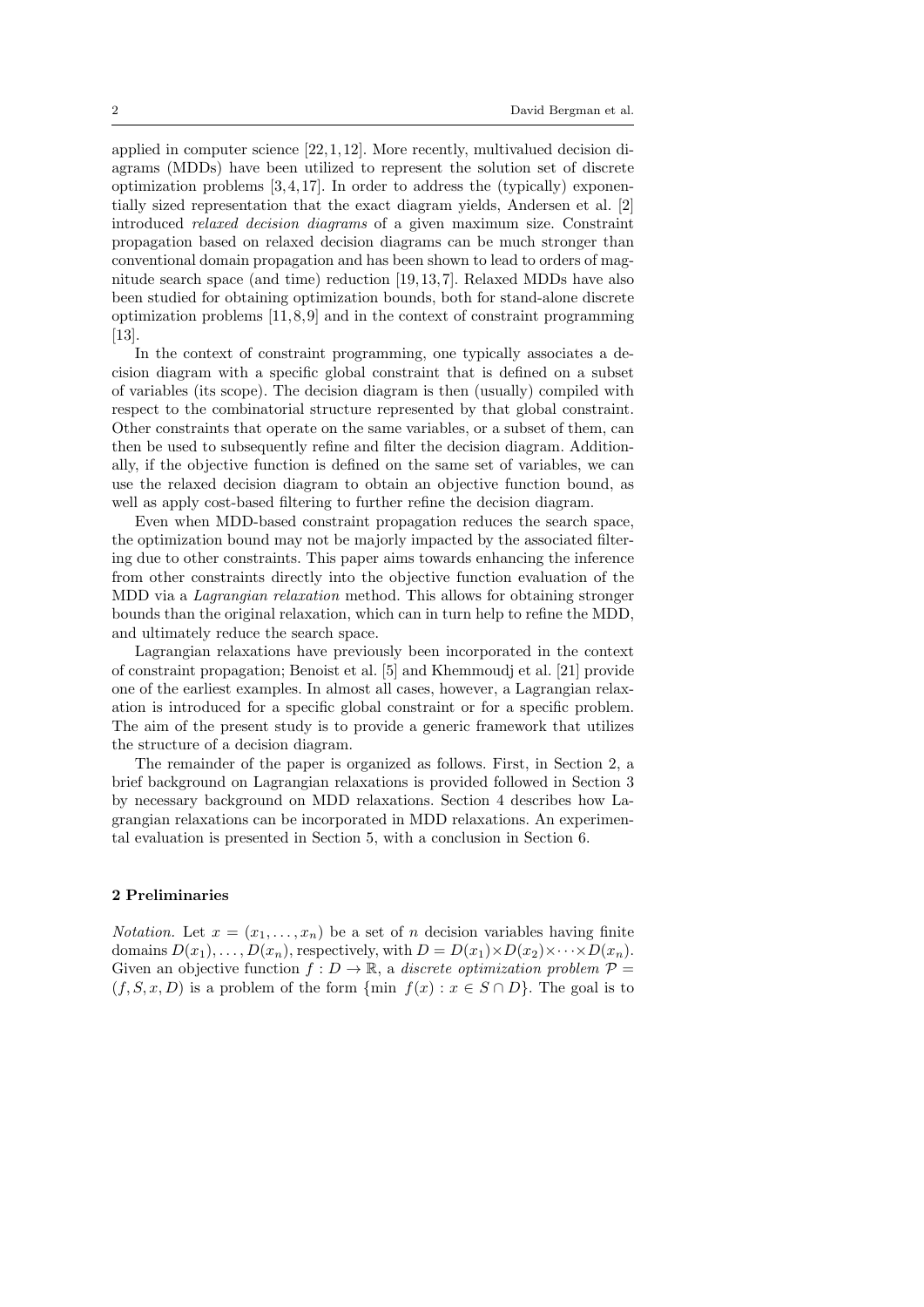applied in computer science [22, 1, 12]. More recently, multivalued decision diagrams (MDDs) have been utilized to represent the solution set of discrete optimization problems [3, 4, 17]. In order to address the (typically) exponentially sized representation that the exact diagram yields, Andersen et al. [2] introduced *relaxed decision diagrams* of a given maximum size. Constraint propagation based on relaxed decision diagrams can be much stronger than conventional domain propagation and has been shown to lead to orders of magnitude search space (and time) reduction [19, 13, 7]. Relaxed MDDs have also been studied for obtaining optimization bounds, both for stand-alone discrete optimization problems [11, 8, 9] and in the context of constraint programming [13].

In the context of constraint programming, one typically associates a decision diagram with a specific global constraint that is defined on a subset of variables (its scope). The decision diagram is then (usually) compiled with respect to the combinatorial structure represented by that global constraint. Other constraints that operate on the same variables, or a subset of them, can then be used to subsequently refine and filter the decision diagram. Additionally, if the objective function is defined on the same set of variables, we can use the relaxed decision diagram to obtain an objective function bound, as well as apply cost-based filtering to further refine the decision diagram.

Even when MDD-based constraint propagation reduces the search space, the optimization bound may not be majorly impacted by the associated filtering due to other constraints. This paper aims towards enhancing the inference from other constraints directly into the objective function evaluation of the MDD via a *Lagrangian relaxation* method. This allows for obtaining stronger bounds than the original relaxation, which can in turn help to refine the MDD, and ultimately reduce the search space.

Lagrangian relaxations have previously been incorporated in the context of constraint propagation; Benoist et al. [5] and Khemmoudj et al. [21] provide one of the earliest examples. In almost all cases, however, a Lagrangian relaxation is introduced for a specific global constraint or for a specific problem. The aim of the present study is to provide a generic framework that utilizes the structure of a decision diagram.

The remainder of the paper is organized as follows. First, in Section 2, a brief background on Lagrangian relaxations is provided followed in Section 3 by necessary background on MDD relaxations. Section 4 describes how Lagrangian relaxations can be incorporated in MDD relaxations. An experimental evaluation is presented in Section 5, with a conclusion in Section 6.

## 2 Preliminaries

*Notation.* Let $x = (x_1, \ldots, x_n)$ be a set of $n$ decision variables having finite domains $D(x_1), \ldots, D(x_n)$, respectively, with $D = D(x_1) \times D(x_2) \times \cdots \times D(x_n)$. Given an objective function $f : D \to \mathbb{R}$, a *discrete optimization problem* $\mathcal{P} = (f, S, x, D)$ is a problem of the form $\{\min\ f(x) : x \in S \cap D\}$. The goal is to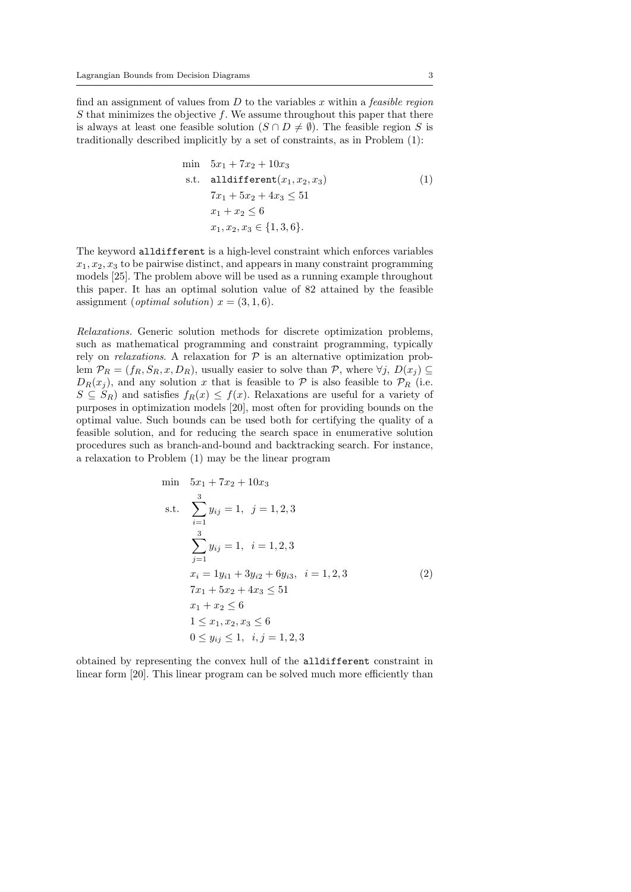find an assignment of values from $D$ to the variables $x$ within a *feasible region* $S$ that minimizes the objective $f$. We assume throughout this paper that there is always at least one feasible solution ($S \cap D \neq \emptyset$). The feasible region $S$ is traditionally described implicitly by a set of constraints, as in Problem (1):

$$
\begin{aligned}
\min \quad & 5x_1 + 7x_2 + 10x_3 \\
\text{s.t.} \quad & \texttt{alldifferent}(x_1, x_2, x_3) \\
& 7x_1 + 5x_2 + 4x_3 \leq 51 \\
& x_1 + x_2 \leq 6 \\
& x_1, x_2, x_3 \in \{1, 3, 6\}.
\end{aligned}
\tag{1}
$$

The keyword `alldifferent` is a high-level constraint which enforces variables $x_1, x_2, x_3$ to be pairwise distinct, and appears in many constraint programming models [25]. The problem above will be used as a running example throughout this paper. It has an optimal solution value of 82 attained by the feasible assignment (*optimal solution*) $x = (3, 1, 6)$.

*Relaxations.* Generic solution methods for discrete optimization problems, such as mathematical programming and constraint programming, typically rely on *relaxations*. A relaxation for $\mathcal{P}$ is an alternative optimization problem $\mathcal{P}_R = (f_R, S_R, x, D_R)$, usually easier to solve than $\mathcal{P}$, where $\forall j,\ D(x_j) \subseteq D_R(x_j)$, and any solution $x$ that is feasible to $\mathcal{P}$ is also feasible to $\mathcal{P}_R$ (i.e. $S \subseteq S_R$) and satisfies $f_R(x) \leq f(x)$. Relaxations are useful for a variety of purposes in optimization models [20], most often for providing bounds on the optimal value. Such bounds can be used both for certifying the quality of a feasible solution, and for reducing the search space in enumerative solution procedures such as branch-and-bound and backtracking search. For instance, a relaxation to Problem (1) may be the linear program

$$
\begin{aligned}
\min \quad & 5x_1 + 7x_2 + 10x_3 \\
\text{s.t.} \quad & \sum_{i=1}^{3} y_{ij} = 1, \quad j = 1, 2, 3 \\
& \sum_{j=1}^{3} y_{ij} = 1, \quad i = 1, 2, 3 \\
& x_i = 1y_{i1} + 3y_{i2} + 6y_{i3}, \quad i = 1, 2, 3 \\
& 7x_1 + 5x_2 + 4x_3 \leq 51 \\
& x_1 + x_2 \leq 6 \\
& 1 \leq x_1, x_2, x_3 \leq 6 \\
& 0 \leq y_{ij} \leq 1, \quad i, j = 1, 2, 3
\end{aligned}
\tag{2}
$$

obtained by representing the convex hull of the `alldifferent` constraint in linear form [20]. This linear program can be solved much more efficiently than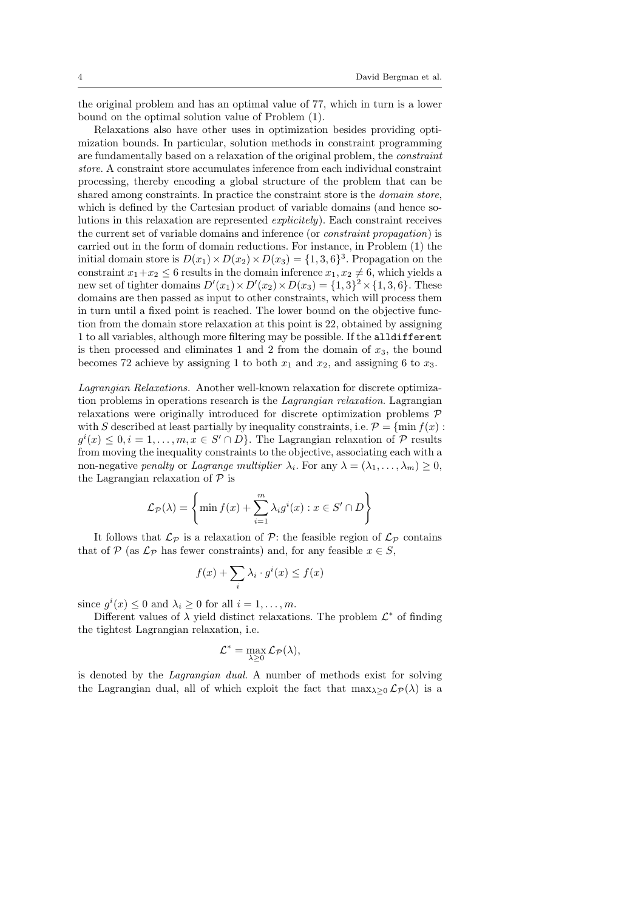the original problem and has an optimal value of 77, which in turn is a lower bound on the optimal solution value of Problem (1).

Relaxations also have other uses in optimization besides providing optimization bounds. In particular, solution methods in constraint programming are fundamentally based on a relaxation of the original problem, the *constraint store*. A constraint store accumulates inference from each individual constraint processing, thereby encoding a global structure of the problem that can be shared among constraints. In practice the constraint store is the *domain store*, which is defined by the Cartesian product of variable domains (and hence solutions in this relaxation are represented *explicitely*). Each constraint receives the current set of variable domains and inference (or *constraint propagation*) is carried out in the form of domain reductions. For instance, in Problem (1) the initial domain store is $D(x_1) \times D(x_2) \times D(x_3) = \{1, 3, 6\}^3$. Propagation on the constraint $x_1 + x_2 \leq 6$ results in the domain inference $x_1, x_2 \neq 6$, which yields a new set of tighter domains $D'(x_1) \times D'(x_2) \times D(x_3) = \{1, 3\}^2 \times \{1, 3, 6\}$. These domains are then passed as input to other constraints, which will process them in turn until a fixed point is reached. The lower bound on the objective function from the domain store relaxation at this point is 22, obtained by assigning 1 to all variables, although more filtering may be possible. If the `alldifferent` is then processed and eliminates 1 and 2 from the domain of $x_3$, the bound becomes 72 achieve by assigning 1 to both $x_1$ and $x_2$, and assigning 6 to $x_3$.

*Lagrangian Relaxations.* Another well-known relaxation for discrete optimization problems in operations research is the *Lagrangian relaxation*. Lagrangian relaxations were originally introduced for discrete optimization problems $\mathcal{P}$ with $S$ described at least partially by inequality constraints, i.e. $\mathcal{P} = \{\min f(x) : g^i(x) \leq 0, i = 1, \dots, m, x \in S' \cap D\}$. The Lagrangian relaxation of $\mathcal{P}$ results from moving the inequality constraints to the objective, associating each with a non-negative *penalty* or *Lagrange multiplier* $\lambda_i$. For any $\lambda = (\lambda_1, \dots, \lambda_m) \geq 0$, the Lagrangian relaxation of $\mathcal{P}$ is

$$\mathcal{L}_{\mathcal{P}}(\lambda) = \left\{ \min f(x) + \sum_{i=1}^{m} \lambda_i g^i(x) : x \in S' \cap D \right\}$$

It follows that $\mathcal{L}_{\mathcal{P}}$ is a relaxation of $\mathcal{P}$: the feasible region of $\mathcal{L}_{\mathcal{P}}$ contains that of $\mathcal{P}$ (as $\mathcal{L}_{\mathcal{P}}$ has fewer constraints) and, for any feasible $x \in S$,

$$f(x) + \sum_i \lambda_i \cdot g^i(x) \leq f(x)$$

since $g^i(x) \leq 0$ and $\lambda_i \geq 0$ for all $i = 1, \dots, m$.

Different values of $\lambda$ yield distinct relaxations. The problem $\mathcal{L}^*$ of finding the tightest Lagrangian relaxation, i.e.

$$\mathcal{L}^* = \max_{\lambda \geq 0} \mathcal{L}_{\mathcal{P}}(\lambda),$$

is denoted by the *Lagrangian dual*. A number of methods exist for solving the Lagrangian dual, all of which exploit the fact that $\max_{\lambda \geq 0} \mathcal{L}_{\mathcal{P}}(\lambda)$ is a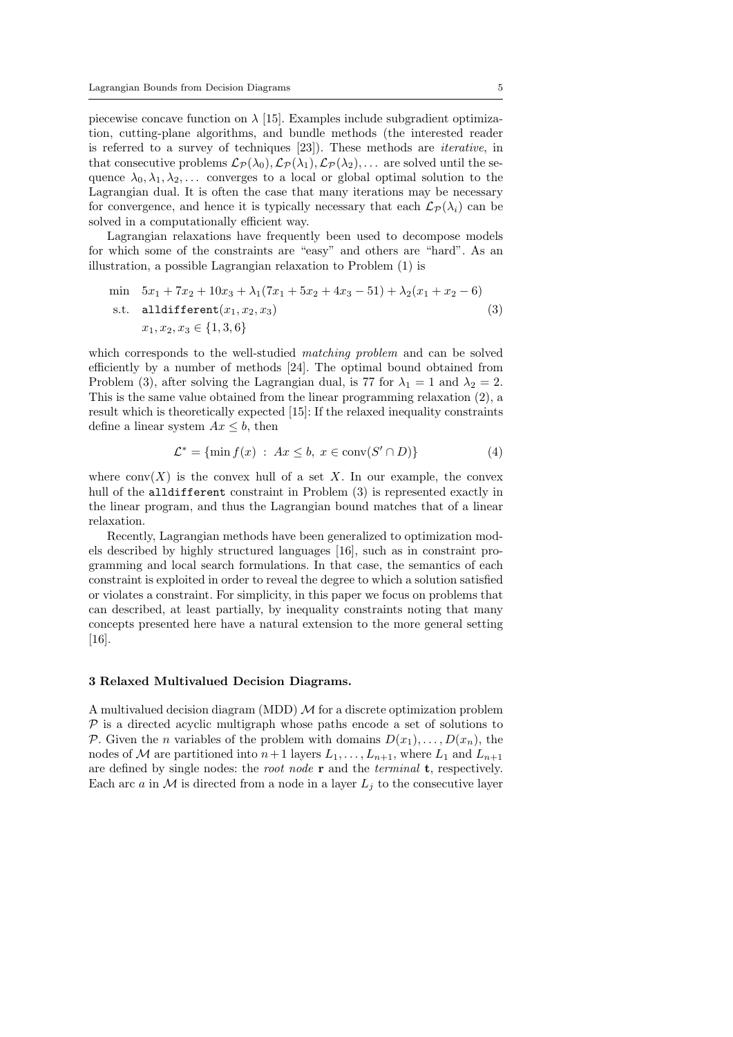piecewise concave function on $\lambda$ [15]. Examples include subgradient optimization, cutting-plane algorithms, and bundle methods (the interested reader is referred to a survey of techniques [23]). These methods are *iterative*, in that consecutive problems $\mathcal{L}_{\mathcal{P}}(\lambda_0), \mathcal{L}_{\mathcal{P}}(\lambda_1), \mathcal{L}_{\mathcal{P}}(\lambda_2), \ldots$ are solved until the sequence $\lambda_0, \lambda_1, \lambda_2, \ldots$ converges to a local or global optimal solution to the Lagrangian dual. It is often the case that many iterations may be necessary for convergence, and hence it is typically necessary that each $\mathcal{L}_{\mathcal{P}}(\lambda_i)$ can be solved in a computationally efficient way.

Lagrangian relaxations have frequently been used to decompose models for which some of the constraints are "easy" and others are "hard". As an illustration, a possible Lagrangian relaxation to Problem (1) is

$$
\begin{aligned}
\min \quad & 5x_1 + 7x_2 + 10x_3 + \lambda_1(7x_1 + 5x_2 + 4x_3 - 51) + \lambda_2(x_1 + x_2 - 6) \\
\text{s.t.} \quad & \texttt{alldifferent}(x_1, x_2, x_3) \\
& x_1, x_2, x_3 \in \{1, 3, 6\}
\end{aligned}
\tag{3}
$$

which corresponds to the well-studied *matching problem* and can be solved efficiently by a number of methods [24]. The optimal bound obtained from Problem (3), after solving the Lagrangian dual, is 77 for $\lambda_1 = 1$ and $\lambda_2 = 2$. This is the same value obtained from the linear programming relaxation (2), a result which is theoretically expected [15]: If the relaxed inequality constraints define a linear system $Ax \leq b$, then

$$
\mathcal{L}^* = \{\min f(x) \; : \; Ax \leq b, \; x \in \text{conv}(S' \cap D)\} \tag{4}
$$

where $\text{conv}(X)$ is the convex hull of a set $X$. In our example, the convex hull of the `alldifferent` constraint in Problem (3) is represented exactly in the linear program, and thus the Lagrangian bound matches that of a linear relaxation.

Recently, Lagrangian methods have been generalized to optimization models described by highly structured languages [16], such as in constraint programming and local search formulations. In that case, the semantics of each constraint is exploited in order to reveal the degree to which a solution satisfied or violates a constraint. For simplicity, in this paper we focus on problems that can described, at least partially, by inequality constraints noting that many concepts presented here have a natural extension to the more general setting [16].

## 3 Relaxed Multivalued Decision Diagrams.

A multivalued decision diagram (MDD) $\mathcal{M}$ for a discrete optimization problem $\mathcal{P}$ is a directed acyclic multigraph whose paths encode a set of solutions to $\mathcal{P}$. Given the $n$ variables of the problem with domains $D(x_1), \ldots, D(x_n)$, the nodes of $\mathcal{M}$ are partitioned into $n+1$ layers $L_1, \ldots, L_{n+1}$, where $L_1$ and $L_{n+1}$ are defined by single nodes: the *root node* $\mathbf{r}$ and the *terminal* $\mathbf{t}$, respectively. Each arc $a$ in $\mathcal{M}$ is directed from a node in a layer $L_j$ to the consecutive layer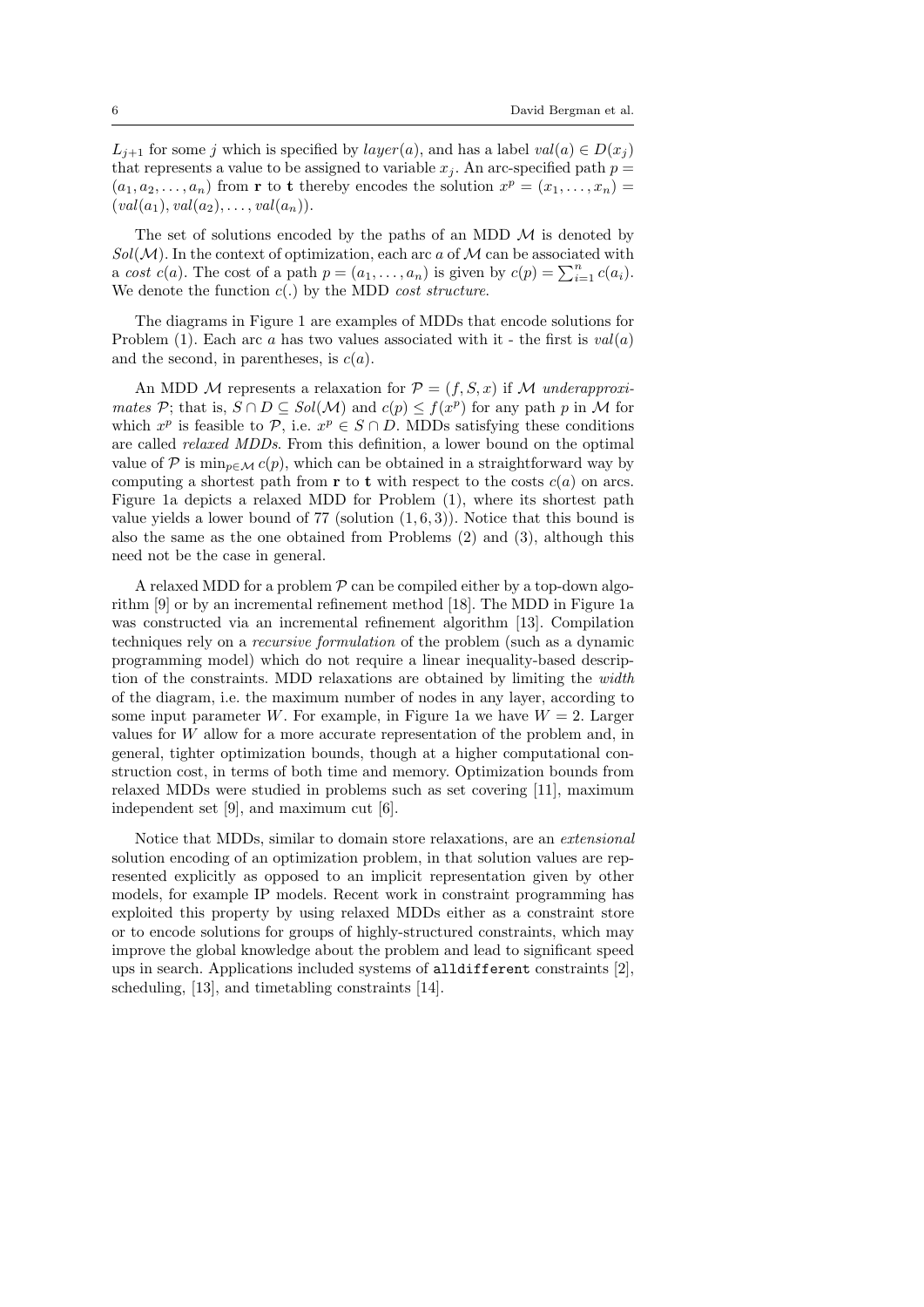$L_{j+1}$ for some $j$ which is specified by $layer(a)$, and has a label $val(a) \in D(x_j)$ that represents a value to be assigned to variable $x_j$. An arc-specified path $p = (a_1, a_2, \ldots, a_n)$ from $\mathbf{r}$ to $\mathbf{t}$ thereby encodes the solution $x^p = (x_1, \ldots, x_n) = (val(a_1), val(a_2), \ldots, val(a_n))$.

The set of solutions encoded by the paths of an MDD $\mathcal{M}$ is denoted by $Sol(\mathcal{M})$. In the context of optimization, each arc $a$ of $\mathcal{M}$ can be associated with a *cost* $c(a)$. The cost of a path $p = (a_1, \ldots, a_n)$ is given by $c(p) = \sum_{i=1}^{n} c(a_i)$. We denote the function $c(.)$ by the MDD *cost structure*.

The diagrams in Figure 1 are examples of MDDs that encode solutions for Problem (1). Each arc $a$ has two values associated with it - the first is $val(a)$ and the second, in parentheses, is $c(a)$.

An MDD $\mathcal{M}$ represents a relaxation for $\mathcal{P} = (f, S, x)$ if $\mathcal{M}$ *underapproximates* $\mathcal{P}$; that is, $S \cap D \subseteq Sol(\mathcal{M})$ and $c(p) \leq f(x^p)$ for any path $p$ in $\mathcal{M}$ for which $x^p$ is feasible to $\mathcal{P}$, i.e. $x^p \in S \cap D$. MDDs satisfying these conditions are called *relaxed MDDs*. From this definition, a lower bound on the optimal value of $\mathcal{P}$ is $\min_{p \in \mathcal{M}} c(p)$, which can be obtained in a straightforward way by computing a shortest path from $\mathbf{r}$ to $\mathbf{t}$ with respect to the costs $c(a)$ on arcs. Figure 1a depicts a relaxed MDD for Problem (1), where its shortest path value yields a lower bound of 77 (solution $(1, 6, 3)$). Notice that this bound is also the same as the one obtained from Problems (2) and (3), although this need not be the case in general.

A relaxed MDD for a problem $\mathcal{P}$ can be compiled either by a top-down algorithm [9] or by an incremental refinement method [18]. The MDD in Figure 1a was constructed via an incremental refinement algorithm [13]. Compilation techniques rely on a *recursive formulation* of the problem (such as a dynamic programming model) which do not require a linear inequality-based description of the constraints. MDD relaxations are obtained by limiting the *width* of the diagram, i.e. the maximum number of nodes in any layer, according to some input parameter $W$. For example, in Figure 1a we have $W = 2$. Larger values for $W$ allow for a more accurate representation of the problem and, in general, tighter optimization bounds, though at a higher computational construction cost, in terms of both time and memory. Optimization bounds from relaxed MDDs were studied in problems such as set covering [11], maximum independent set [9], and maximum cut [6].

Notice that MDDs, similar to domain store relaxations, are an *extensional* solution encoding of an optimization problem, in that solution values are represented explicitly as opposed to an implicit representation given by other models, for example IP models. Recent work in constraint programming has exploited this property by using relaxed MDDs either as a constraint store or to encode solutions for groups of highly-structured constraints, which may improve the global knowledge about the problem and lead to significant speed ups in search. Applications included systems of `alldifferent` constraints [2], scheduling, [13], and timetabling constraints [14].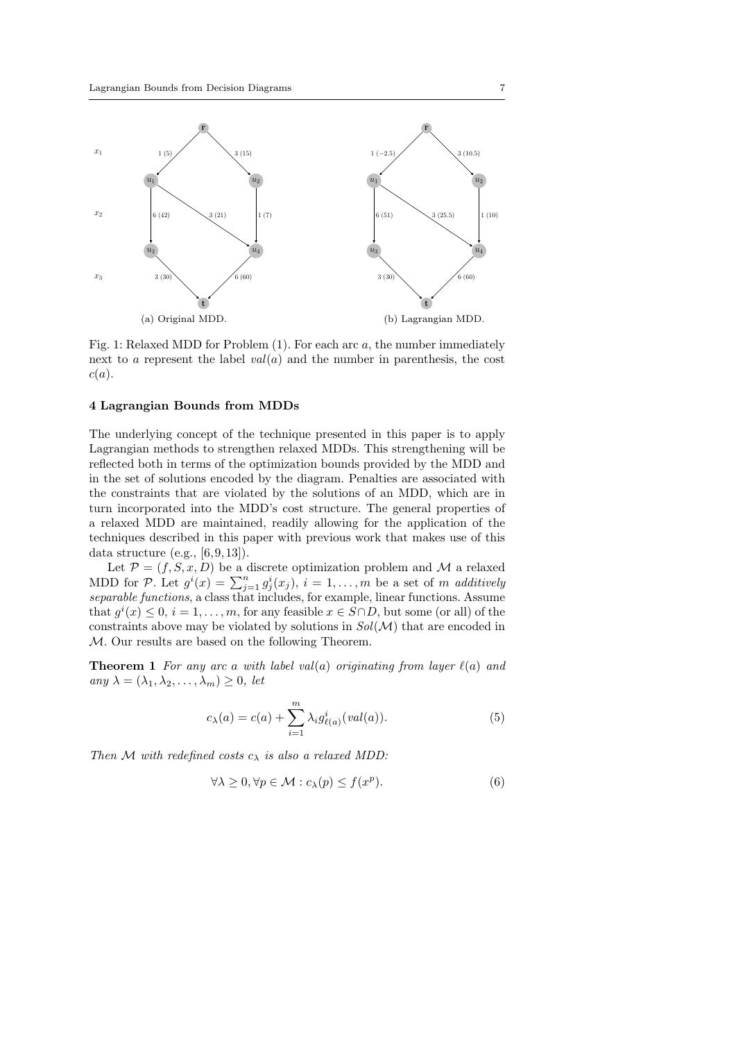(a) Original MDD.

(b) Lagrangian MDD.

Fig. 1: Relaxed MDD for Problem (1). For each arc $a$, the number immediately next to $a$ represent the label $val(a)$ and the number in parenthesis, the cost $c(a)$.

## 4 Lagrangian Bounds from MDDs

The underlying concept of the technique presented in this paper is to apply Lagrangian methods to strengthen relaxed MDDs. This strengthening will be reflected both in terms of the optimization bounds provided by the MDD and in the set of solutions encoded by the diagram. Penalties are associated with the constraints that are violated by the solutions of an MDD, which are in turn incorporated into the MDD's cost structure. The general properties of a relaxed MDD are maintained, readily allowing for the application of the techniques described in this paper with previous work that makes use of this data structure (e.g., [6,9,13]).

Let $\mathcal{P} = (f, S, x, D)$ be a discrete optimization problem and $\mathcal{M}$ a relaxed MDD for $\mathcal{P}$. Let $g^i(x) = \sum_{j=1}^{n} g^i_j(x_j)$, $i = 1, \ldots, m$ be a set of $m$ *additively separable functions*, a class that includes, for example, linear functions. Assume that $g^i(x) \leq 0$, $i = 1, \ldots, m$, for any feasible $x \in S \cap D$, but some (or all) of the constraints above may be violated by solutions in $Sol(\mathcal{M})$ that are encoded in $\mathcal{M}$. Our results are based on the following Theorem.

**Theorem 1** *For any arc $a$ with label $val(a)$ originating from layer $\ell(a)$ and any $\lambda = (\lambda_1, \lambda_2, \ldots, \lambda_m) \geq 0$, let*

$$c_\lambda(a) = c(a) + \sum_{i=1}^{m} \lambda_i g^i_{\ell(a)}(val(a)). \tag{5}$$

*Then $\mathcal{M}$ with redefined costs $c_\lambda$ is also a relaxed MDD:*

$$\forall \lambda \geq 0, \forall p \in \mathcal{M} : c_\lambda(p) \leq f(x^p). \tag{6}$$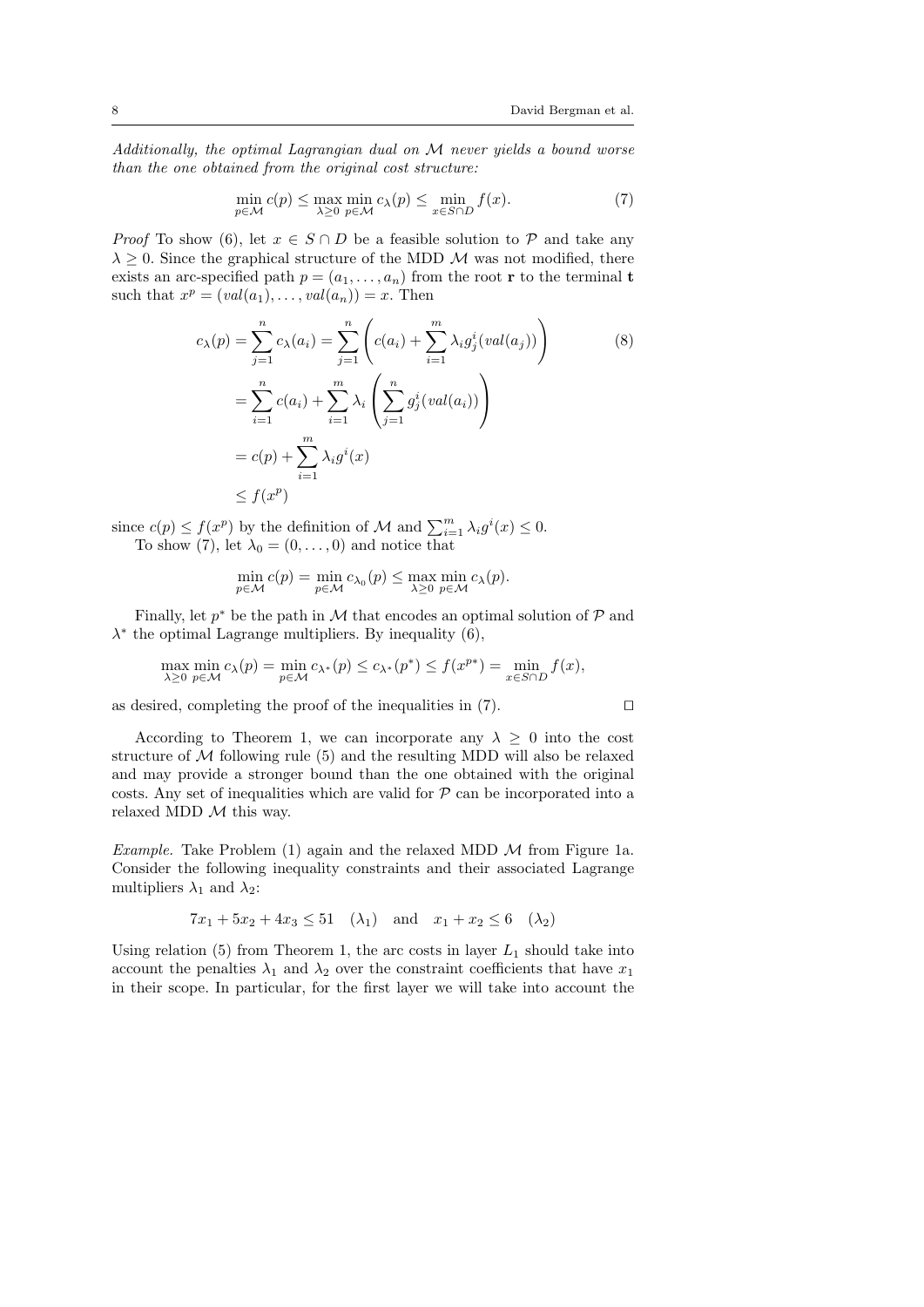*Additionally, the optimal Lagrangian dual on $\mathcal{M}$ never yields a bound worse than the one obtained from the original cost structure:*

$$\min_{p \in \mathcal{M}} c(p) \leq \max_{\lambda \geq 0} \min_{p \in \mathcal{M}} c_\lambda(p) \leq \min_{x \in S \cap D} f(x). \tag{7}$$

*Proof* To show (6), let $x \in S \cap D$ be a feasible solution to $\mathcal{P}$ and take any $\lambda \geq 0$. Since the graphical structure of the MDD $\mathcal{M}$ was not modified, there exists an arc-specified path $p = (a_1, \ldots, a_n)$ from the root $\mathbf{r}$ to the terminal $\mathbf{t}$ such that $x^p = (val(a_1), \ldots, val(a_n)) = x$. Then

$$\begin{aligned}
c_\lambda(p) = \sum_{j=1}^{n} c_\lambda(a_i) &= \sum_{j=1}^{n} \left( c(a_i) + \sum_{i=1}^{m} \lambda_i g_j^i(val(a_j)) \right) \\
&= \sum_{i=1}^{n} c(a_i) + \sum_{i=1}^{m} \lambda_i \left( \sum_{j=1}^{n} g_j^i(val(a_i)) \right) \\
&= c(p) + \sum_{i=1}^{m} \lambda_i g^i(x) \\
&\leq f(x^p)
\end{aligned} \tag{8}$$

since $c(p) \leq f(x^p)$ by the definition of $\mathcal{M}$ and $\sum_{i=1}^{m} \lambda_i g^i(x) \leq 0$.

To show (7), let $\lambda_0 = (0, \ldots, 0)$ and notice that

$$\min_{p \in \mathcal{M}} c(p) = \min_{p \in \mathcal{M}} c_{\lambda_0}(p) \leq \max_{\lambda \geq 0} \min_{p \in \mathcal{M}} c_\lambda(p).$$

Finally, let $p^*$ be the path in $\mathcal{M}$ that encodes an optimal solution of $\mathcal{P}$ and $\lambda^*$ the optimal Lagrange multipliers. By inequality (6),

$$\max_{\lambda \geq 0} \min_{p \in \mathcal{M}} c_\lambda(p) = \min_{p \in \mathcal{M}} c_{\lambda^*}(p) \leq c_{\lambda^*}(p^*) \leq f(x^{p^*}) = \min_{x \in S \cap D} f(x),$$

as desired, completing the proof of the inequalities in (7). $\square$

According to Theorem 1, we can incorporate any $\lambda \geq 0$ into the cost structure of $\mathcal{M}$ following rule (5) and the resulting MDD will also be relaxed and may provide a stronger bound than the one obtained with the original costs. Any set of inequalities which are valid for $\mathcal{P}$ can be incorporated into a relaxed MDD $\mathcal{M}$ this way.

*Example.* Take Problem (1) again and the relaxed MDD $\mathcal{M}$ from Figure 1a. Consider the following inequality constraints and their associated Lagrange multipliers $\lambda_1$ and $\lambda_2$:

$$7x_1 + 5x_2 + 4x_3 \leq 51 \quad (\lambda_1) \quad \text{and} \quad x_1 + x_2 \leq 6 \quad (\lambda_2)$$

Using relation (5) from Theorem 1, the arc costs in layer $L_1$ should take into account the penalties $\lambda_1$ and $\lambda_2$ over the constraint coefficients that have $x_1$ in their scope. In particular, for the first layer we will take into account the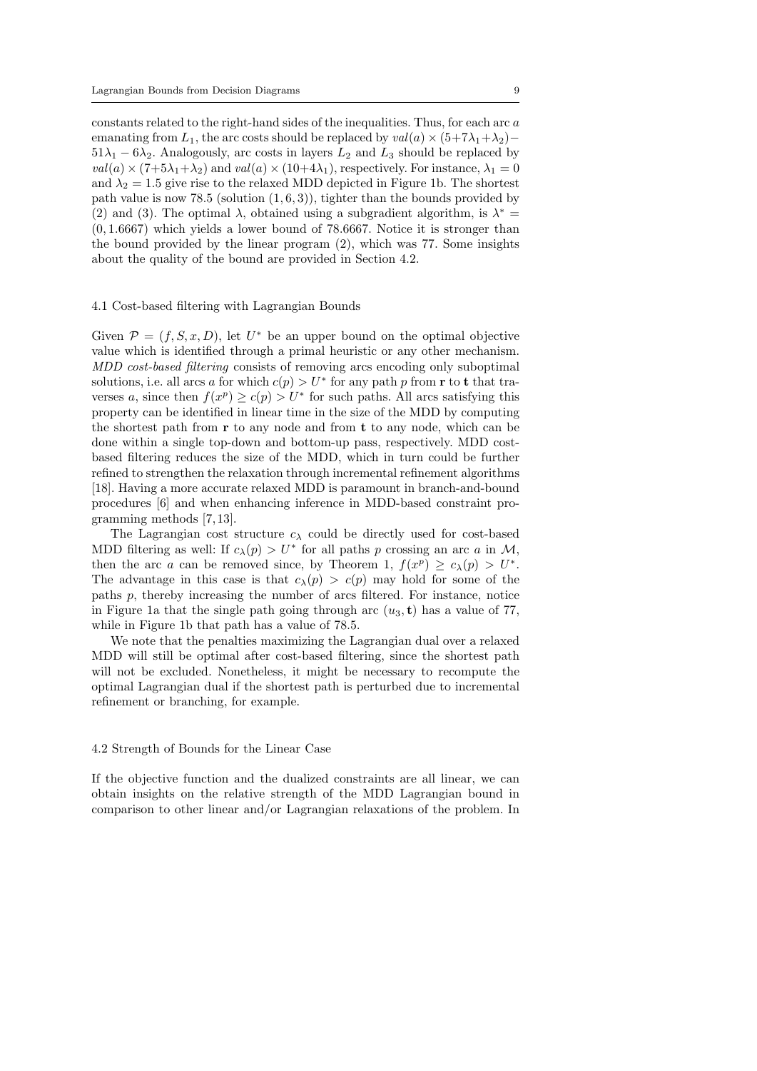constants related to the right-hand sides of the inequalities. Thus, for each arc $a$ emanating from $L_1$, the arc costs should be replaced by $val(a) \times (5+7\lambda_1+\lambda_2) - 51\lambda_1 - 6\lambda_2$. Analogously, arc costs in layers $L_2$ and $L_3$ should be replaced by $val(a) \times (7+5\lambda_1+\lambda_2)$ and $val(a) \times (10+4\lambda_1)$, respectively. For instance, $\lambda_1 = 0$ and $\lambda_2 = 1.5$ give rise to the relaxed MDD depicted in Figure 1b. The shortest path value is now 78.5 (solution $(1, 6, 3)$), tighter than the bounds provided by (2) and (3). The optimal $\lambda$, obtained using a subgradient algorithm, is $\lambda^* = (0, 1.6667)$ which yields a lower bound of 78.6667. Notice it is stronger than the bound provided by the linear program (2), which was 77. Some insights about the quality of the bound are provided in Section 4.2.

### 4.1 Cost-based filtering with Lagrangian Bounds

Given $\mathcal{P} = (f, S, x, D)$, let $U^*$ be an upper bound on the optimal objective value which is identified through a primal heuristic or any other mechanism. *MDD cost-based filtering* consists of removing arcs encoding only suboptimal solutions, i.e. all arcs $a$ for which $c(p) > U^*$ for any path $p$ from $\mathbf{r}$ to $\mathbf{t}$ that traverses $a$, since then $f(x^p) \geq c(p) > U^*$ for such paths. All arcs satisfying this property can be identified in linear time in the size of the MDD by computing the shortest path from $\mathbf{r}$ to any node and from $\mathbf{t}$ to any node, which can be done within a single top-down and bottom-up pass, respectively. MDD cost-based filtering reduces the size of the MDD, which in turn could be further refined to strengthen the relaxation through incremental refinement algorithms [18]. Having a more accurate relaxed MDD is paramount in branch-and-bound procedures [6] and when enhancing inference in MDD-based constraint programming methods [7,13].

The Lagrangian cost structure $c_\lambda$ could be directly used for cost-based MDD filtering as well: If $c_\lambda(p) > U^*$ for all paths $p$ crossing an arc $a$ in $\mathcal{M}$, then the arc $a$ can be removed since, by Theorem 1, $f(x^p) \geq c_\lambda(p) > U^*$. The advantage in this case is that $c_\lambda(p) > c(p)$ may hold for some of the paths $p$, thereby increasing the number of arcs filtered. For instance, notice in Figure 1a that the single path going through arc $(u_3, \mathbf{t})$ has a value of 77, while in Figure 1b that path has a value of 78.5.

We note that the penalties maximizing the Lagrangian dual over a relaxed MDD will still be optimal after cost-based filtering, since the shortest path will not be excluded. Nonetheless, it might be necessary to recompute the optimal Lagrangian dual if the shortest path is perturbed due to incremental refinement or branching, for example.

### 4.2 Strength of Bounds for the Linear Case

If the objective function and the dualized constraints are all linear, we can obtain insights on the relative strength of the MDD Lagrangian bound in comparison to other linear and/or Lagrangian relaxations of the problem. In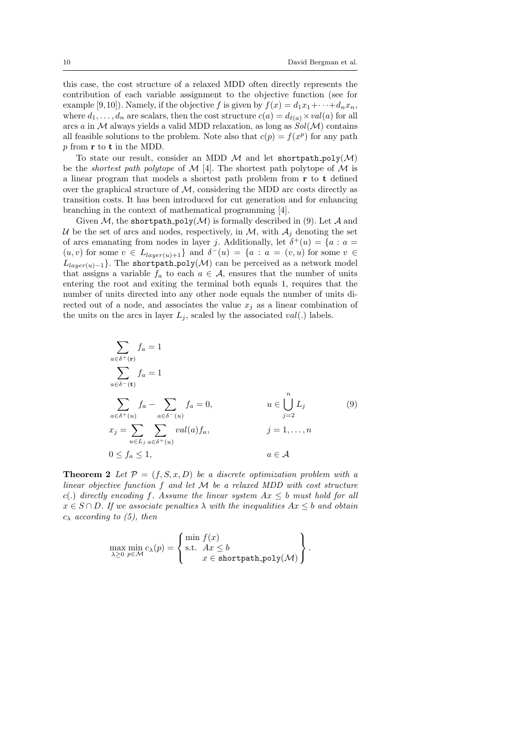this case, the cost structure of a relaxed MDD often directly represents the contribution of each variable assignment to the objective function (see for example [9,10]). Namely, if the objective $f$ is given by $f(x) = d_1 x_1 + \cdots + d_n x_n$, where $d_1, \ldots, d_n$ are scalars, then the cost structure $c(a) = d_{\ell(a)} \times val(a)$ for all arcs $a$ in $\mathcal{M}$ always yields a valid MDD relaxation, as long as $Sol(\mathcal{M})$ contains all feasible solutions to the problem. Note also that $c(p) = f(x^p)$ for any path $p$ from $\mathbf{r}$ to $\mathbf{t}$ in the MDD.

To state our result, consider an MDD $\mathcal{M}$ and let $\texttt{shortpath\_poly}(\mathcal{M})$ be the *shortest path polytope* of $\mathcal{M}$ [4]. The shortest path polytope of $\mathcal{M}$ is a linear program that models a shortest path problem from $\mathbf{r}$ to $\mathbf{t}$ defined over the graphical structure of $\mathcal{M}$, considering the MDD arc costs directly as transition costs. It has been introduced for cut generation and for enhancing branching in the context of mathematical programming [4].

Given $\mathcal{M}$, the $\texttt{shortpath\_poly}(\mathcal{M})$ is formally described in (9). Let $\mathcal{A}$ and $\mathcal{U}$ be the set of arcs and nodes, respectively, in $\mathcal{M}$, with $\mathcal{A}_j$ denoting the set of arcs emanating from nodes in layer $j$. Additionally, let $\delta^+(u) = \{a : a = (u, v) \text{ for some } v \in L_{layer(u)+1}\}$ and $\delta^-(u) = \{a : a = (v, u) \text{ for some } v \in L_{layer(u)-1}\}$. The $\texttt{shortpath\_poly}(\mathcal{M})$ can be perceived as a network model that assigns a variable $f_a$ to each $a \in \mathcal{A}$, ensures that the number of units entering the root and exiting the terminal both equals 1, requires that the number of units directed into any other node equals the number of units directed out of a node, and associates the value $x_j$ as a linear combination of the units on the arcs in layer $L_j$, scaled by the associated $val(.)$ labels.

$$
\begin{aligned}
&\sum_{a \in \delta^+(\mathbf{r})} f_a = 1 && \\
&\sum_{a \in \delta^-(\mathbf{t})} f_a = 1 && \\
&\sum_{a \in \delta^+(u)} f_a - \sum_{a \in \delta^-(u)} f_a = 0, && u \in \bigcup_{j=2}^{n} L_j \\
&x_j = \sum_{u \in L_j} \sum_{a \in \delta^+(u)} val(a) f_a, && j = 1, \ldots, n \\
&0 \leq f_a \leq 1, && a \in \mathcal{A}
\end{aligned}
\tag{9}
$$

**Theorem 2** *Let $\mathcal{P} = (f, S, x, D)$ be a discrete optimization problem with a linear objective function $f$ and let $\mathcal{M}$ be a relaxed MDD with cost structure $c(.)$ directly encoding $f$. Assume the linear system $Ax \leq b$ must hold for all $x \in S \cap D$. If we associate penalties $\lambda$ with the inequalities $Ax \leq b$ and obtain $c_\lambda$ according to (5), then*

$$
\max_{\lambda \geq 0} \min_{p \in \mathcal{M}} c_\lambda(p) = \left\{ \begin{array}{l} \min\ f(x) \\ \text{s.t.}\ \ Ax \leq b \\ \qquad x \in \texttt{shortpath\_poly}(\mathcal{M}) \end{array} \right\}.
$$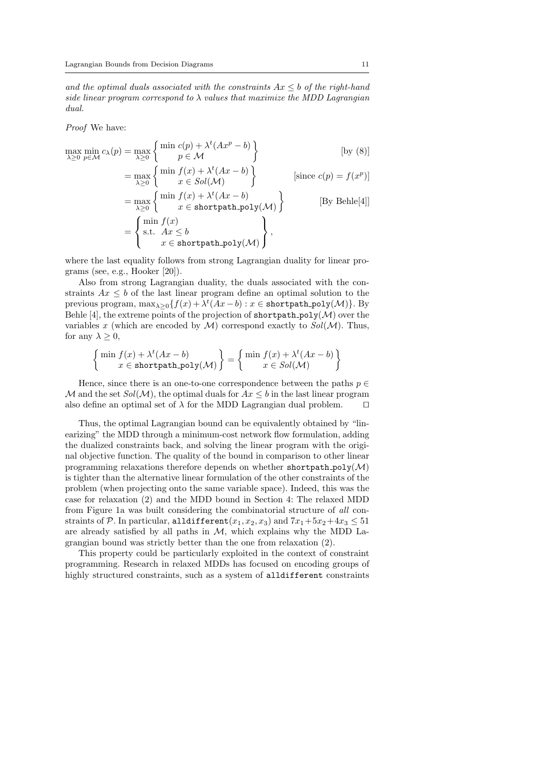*and the optimal duals associated with the constraints $Ax \le b$ of the right-hand side linear program correspond to $\lambda$ values that maximize the MDD Lagrangian dual.*

*Proof* We have:

$$
\begin{aligned}
\max_{\lambda \ge 0} \min_{p \in \mathcal{M}} c_\lambda(p) &= \max_{\lambda \ge 0} \left\{ \begin{array}{c} \min\ c(p) + \lambda^t (A x^p - b) \\ p \in \mathcal{M} \end{array} \right\} && \text{[by (8)]} \\
&= \max_{\lambda \ge 0} \left\{ \begin{array}{c} \min\ f(x) + \lambda^t (A x - b) \\ x \in Sol(\mathcal{M}) \end{array} \right\} && \text{[since } c(p) = f(x^p)\text{]} \\
&= \max_{\lambda \ge 0} \left\{ \begin{array}{c} \min\ f(x) + \lambda^t (A x - b) \\ x \in \texttt{shortpath\_poly}(\mathcal{M}) \end{array} \right\} && \text{[By Behle[4]]} \\
&= \left\{ \begin{array}{l} \min\ f(x) \\ \text{s.t. } \ Ax \le b \\ \qquad x \in \texttt{shortpath\_poly}(\mathcal{M}) \end{array} \right\},
\end{aligned}
$$

where the last equality follows from strong Lagrangian duality for linear programs (see, e.g., Hooker [20]).

Also from strong Lagrangian duality, the duals associated with the constraints $Ax \le b$ of the last linear program define an optimal solution to the previous program, $\max_{\lambda \ge 0} \{ f(x) + \lambda^t (Ax - b) : x \in \texttt{shortpath\_poly}(\mathcal{M}) \}$. By Behle [4], the extreme points of the projection of $\texttt{shortpath\_poly}(\mathcal{M})$ over the variables $x$ (which are encoded by $\mathcal{M}$) correspond exactly to $Sol(\mathcal{M})$. Thus, for any $\lambda \ge 0$,

$$
\left\{ \begin{array}{c} \min\ f(x) + \lambda^t (A x - b) \\ x \in \texttt{shortpath\_poly}(\mathcal{M}) \end{array} \right\} = \left\{ \begin{array}{c} \min\ f(x) + \lambda^t (A x - b) \\ x \in Sol(\mathcal{M}) \end{array} \right\}
$$

Hence, since there is an one-to-one correspondence between the paths $p \in \mathcal{M}$ and the set $Sol(\mathcal{M})$, the optimal duals for $Ax \le b$ in the last linear program also define an optimal set of $\lambda$ for the MDD Lagrangian dual problem. ⊓⊔

Thus, the optimal Lagrangian bound can be equivalently obtained by "linearizing" the MDD through a minimum-cost network flow formulation, adding the dualized constraints back, and solving the linear program with the original objective function. The quality of the bound in comparison to other linear programming relaxations therefore depends on whether $\texttt{shortpath\_poly}(\mathcal{M})$ is tighter than the alternative linear formulation of the other constraints of the problem (when projecting onto the same variable space). Indeed, this was the case for relaxation (2) and the MDD bound in Section 4: The relaxed MDD from Figure 1a was built considering the combinatorial structure of *all* constraints of $\mathcal{P}$. In particular, $\texttt{alldifferent}(x_1, x_2, x_3)$ and $7x_1 + 5x_2 + 4x_3 \le 51$ are already satisfied by all paths in $\mathcal{M}$, which explains why the MDD Lagrangian bound was strictly better than the one from relaxation (2).

This property could be particularly exploited in the context of constraint programming. Research in relaxed MDDs has focused on encoding groups of highly structured constraints, such as a system of `alldifferent` constraints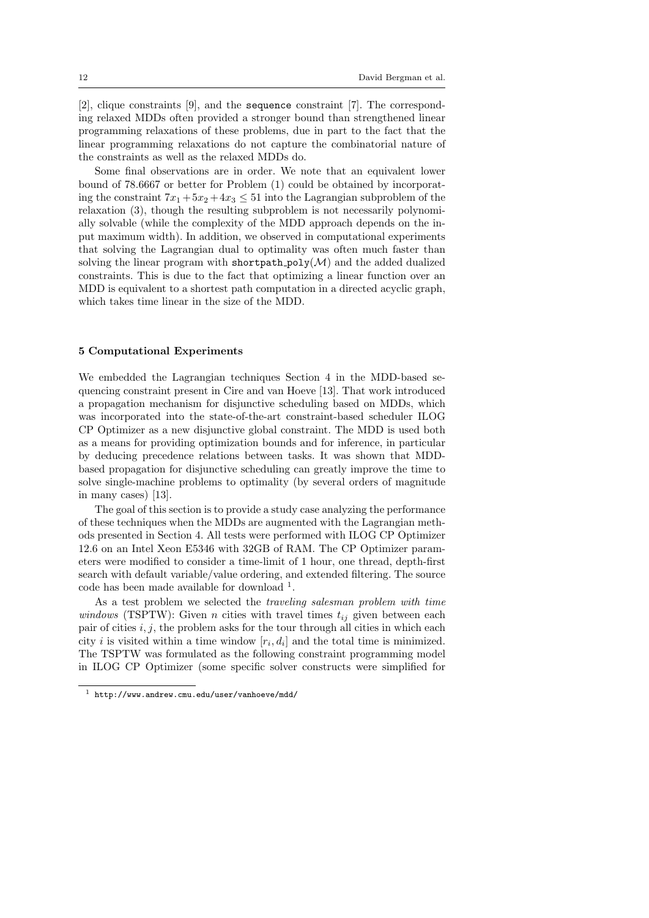[2], clique constraints [9], and the `sequence` constraint [7]. The corresponding relaxed MDDs often provided a stronger bound than strengthened linear programming relaxations of these problems, due in part to the fact that the linear programming relaxations do not capture the combinatorial nature of the constraints as well as the relaxed MDDs do.

Some final observations are in order. We note that an equivalent lower bound of 78.6667 or better for Problem (1) could be obtained by incorporating the constraint $7x_1 + 5x_2 + 4x_3 \leq 51$ into the Lagrangian subproblem of the relaxation (3), though the resulting subproblem is not necessarily polynomially solvable (while the complexity of the MDD approach depends on the input maximum width). In addition, we observed in computational experiments that solving the Lagrangian dual to optimality was often much faster than solving the linear program with `shortpath_poly`($\mathcal{M}$) and the added dualized constraints. This is due to the fact that optimizing a linear function over an MDD is equivalent to a shortest path computation in a directed acyclic graph, which takes time linear in the size of the MDD.

## 5 Computational Experiments

We embedded the Lagrangian techniques Section 4 in the MDD-based sequencing constraint present in Cire and van Hoeve [13]. That work introduced a propagation mechanism for disjunctive scheduling based on MDDs, which was incorporated into the state-of-the-art constraint-based scheduler ILOG CP Optimizer as a new disjunctive global constraint. The MDD is used both as a means for providing optimization bounds and for inference, in particular by deducing precedence relations between tasks. It was shown that MDD-based propagation for disjunctive scheduling can greatly improve the time to solve single-machine problems to optimality (by several orders of magnitude in many cases) [13].

The goal of this section is to provide a study case analyzing the performance of these techniques when the MDDs are augmented with the Lagrangian methods presented in Section 4. All tests were performed with ILOG CP Optimizer 12.6 on an Intel Xeon E5346 with 32GB of RAM. The CP Optimizer parameters were modified to consider a time-limit of 1 hour, one thread, depth-first search with default variable/value ordering, and extended filtering. The source code has been made available for download [1].

As a test problem we selected the *traveling salesman problem with time windows* (TSPTW): Given $n$ cities with travel times $t_{ij}$ given between each pair of cities $i, j$, the problem asks for the tour through all cities in which each city $i$ is visited within a time window $[r_i, d_i]$ and the total time is minimized. The TSPTW was formulated as the following constraint programming model in ILOG CP Optimizer (some specific solver constructs were simplified for

[1] http://www.andrew.cmu.edu/user/vanhoeve/mdd/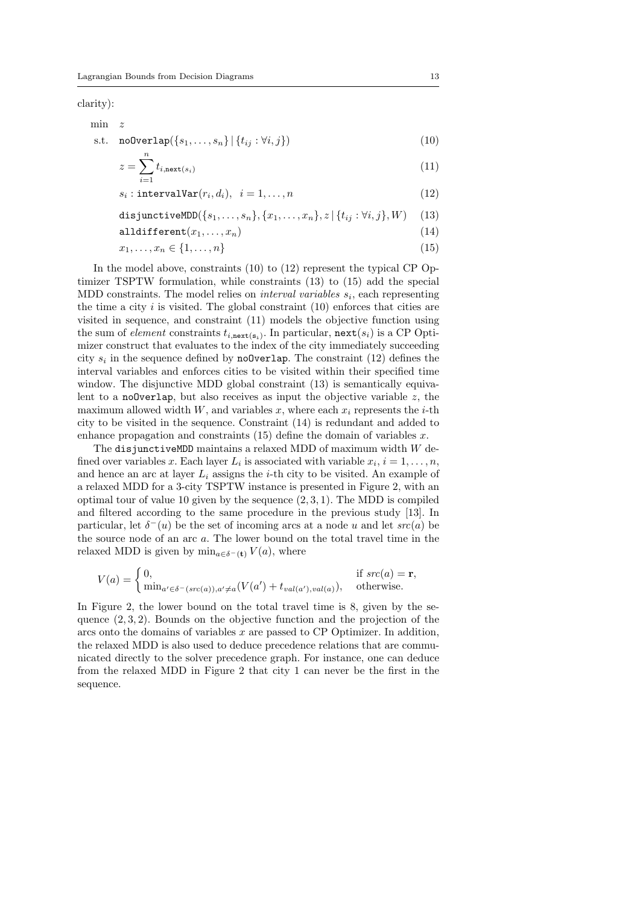clarity):

$$
\begin{aligned}
\min \quad & z \\
\text{s.t.} \quad & \texttt{noOverlap}(\{s_1, \ldots, s_n\} \mid \{t_{ij} : \forall i, j\}) && (10) \\
& z = \sum_{i=1}^{n} t_{i, \texttt{next}(s_i)} && (11) \\
& s_i : \texttt{intervalVar}(r_i, d_i), \quad i = 1, \ldots, n && (12) \\
& \texttt{disjunctiveMDD}(\{s_1, \ldots, s_n\}, \{x_1, \ldots, x_n\}, z \mid \{t_{ij} : \forall i, j\}, W) && (13) \\
& \texttt{alldifferent}(x_1, \ldots, x_n) && (14) \\
& x_1, \ldots, x_n \in \{1, \ldots, n\} && (15)
\end{aligned}
$$

In the model above, constraints (10) to (12) represent the typical CP Optimizer TSPTW formulation, while constraints (13) to (15) add the special MDD constraints. The model relies on *interval variables* $s_i$, each representing the time a city $i$ is visited. The global constraint (10) enforces that cities are visited in sequence, and constraint (11) models the objective function using the sum of *element* constraints $t_{i,\texttt{next}(s_i)}$. In particular, $\texttt{next}(s_i)$ is a CP Optimizer construct that evaluates to the index of the city immediately succeeding city $s_i$ in the sequence defined by `noOverlap`. The constraint (12) defines the interval variables and enforces cities to be visited within their specified time window. The disjunctive MDD global constraint (13) is semantically equivalent to a `noOverlap`, but also receives as input the objective variable $z$, the maximum allowed width $W$, and variables $x$, where each $x_i$ represents the $i$-th city to be visited in the sequence. Constraint (14) is redundant and added to enhance propagation and constraints (15) define the domain of variables $x$.

The `disjunctiveMDD` maintains a relaxed MDD of maximum width $W$ defined over variables $x$. Each layer $L_i$ is associated with variable $x_i$, $i = 1, \ldots, n$, and hence an arc at layer $L_i$ assigns the $i$-th city to be visited. An example of a relaxed MDD for a 3-city TSPTW instance is presented in Figure 2, with an optimal tour of value 10 given by the sequence $(2, 3, 1)$. The MDD is compiled and filtered according to the same procedure in the previous study [13]. In particular, let $\delta^-(u)$ be the set of incoming arcs at a node $u$ and let $src(a)$ be the source node of an arc $a$. The lower bound on the total travel time in the relaxed MDD is given by $\min_{a \in \delta^-(\mathbf{t})} V(a)$, where

$$
V(a) = \begin{cases} 0, & \text{if } src(a) = \mathbf{r}, \\ \min_{a' \in \delta^-(src(a)), a' \neq a} (V(a') + t_{val(a'), val(a)}), & \text{otherwise.} \end{cases}
$$

In Figure 2, the lower bound on the total travel time is 8, given by the sequence $(2, 3, 2)$. Bounds on the objective function and the projection of the arcs onto the domains of variables $x$ are passed to CP Optimizer. In addition, the relaxed MDD is also used to deduce precedence relations that are communicated directly to the solver precedence graph. For instance, one can deduce from the relaxed MDD in Figure 2 that city 1 can never be the first in the sequence.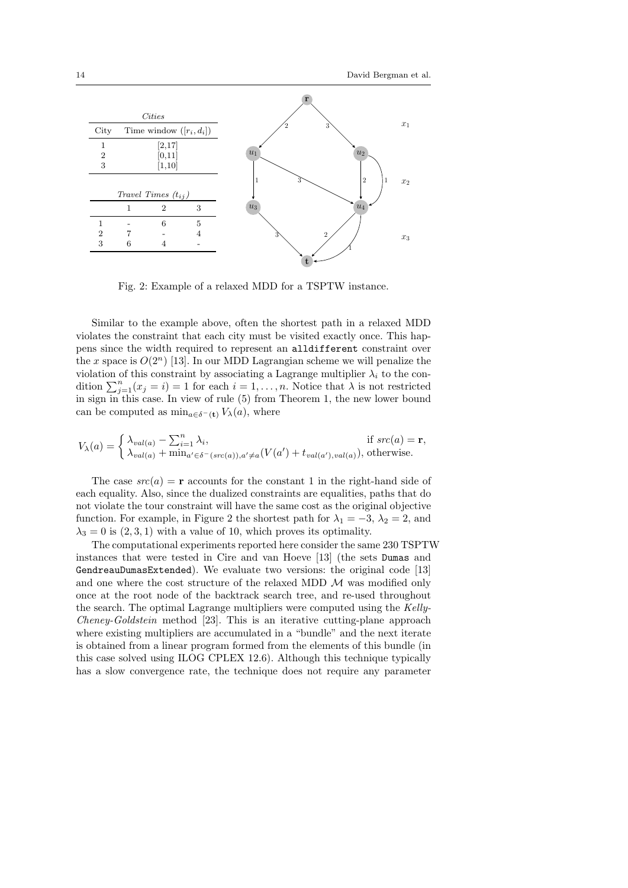| *Cities* | |
|---|---|
| City | Time window ($[r_i, d_i]$) |
| 1 | [2,17] |
| 2 | [0,11] |
| 3 | [1,10] |

| *Travel Times ($t_{ij}$)* | | | |
|---|---|---|---|
| | 1 | 2 | 3 |
| 1 | - | 6 | 5 |
| 2 | 7 | - | 4 |
| 3 | 6 | 4 | - |

Fig. 2: Example of a relaxed MDD for a TSPTW instance.

Similar to the example above, often the shortest path in a relaxed MDD violates the constraint that each city must be visited exactly once. This happens since the width required to represent an `alldifferent` constraint over the $x$ space is $O(2^n)$ [13]. In our MDD Lagrangian scheme we will penalize the violation of this constraint by associating a Lagrange multiplier $\lambda_i$ to the condition $\sum_{j=1}^{n}(x_j = i) = 1$ for each $i = 1, \ldots, n$. Notice that $\lambda$ is not restricted in sign in this case. In view of rule (5) from Theorem 1, the new lower bound can be computed as $\min_{a \in \delta^-(\mathbf{t})} V_\lambda(a)$, where

$$V_\lambda(a) = \begin{cases} \lambda_{val(a)} - \sum_{i=1}^{n} \lambda_i, & \text{if } src(a) = \mathbf{r}, \\ \lambda_{val(a)} + \min_{a' \in \delta^-(src(a)), a' \neq a}(V(a') + t_{val(a'),val(a)}), & \text{otherwise.} \end{cases}$$

The case $src(a) = \mathbf{r}$ accounts for the constant 1 in the right-hand side of each equality. Also, since the dualized constraints are equalities, paths that do not violate the tour constraint will have the same cost as the original objective function. For example, in Figure 2 the shortest path for $\lambda_1 = -3$, $\lambda_2 = 2$, and $\lambda_3 = 0$ is $(2, 3, 1)$ with a value of 10, which proves its optimality.

The computational experiments reported here consider the same 230 TSPTW instances that were tested in Cire and van Hoeve [13] (the sets `Dumas` and `GendreauDumasExtended`). We evaluate two versions: the original code [13] and one where the cost structure of the relaxed MDD $\mathcal{M}$ was modified only once at the root node of the backtrack search tree, and re-used throughout the search. The optimal Lagrange multipliers were computed using the *Kelly-Cheney-Goldstein* method [23]. This is an iterative cutting-plane approach where existing multipliers are accumulated in a "bundle" and the next iterate is obtained from a linear program formed from the elements of this bundle (in this case solved using ILOG CPLEX 12.6). Although this technique typically has a slow convergence rate, the technique does not require any parameter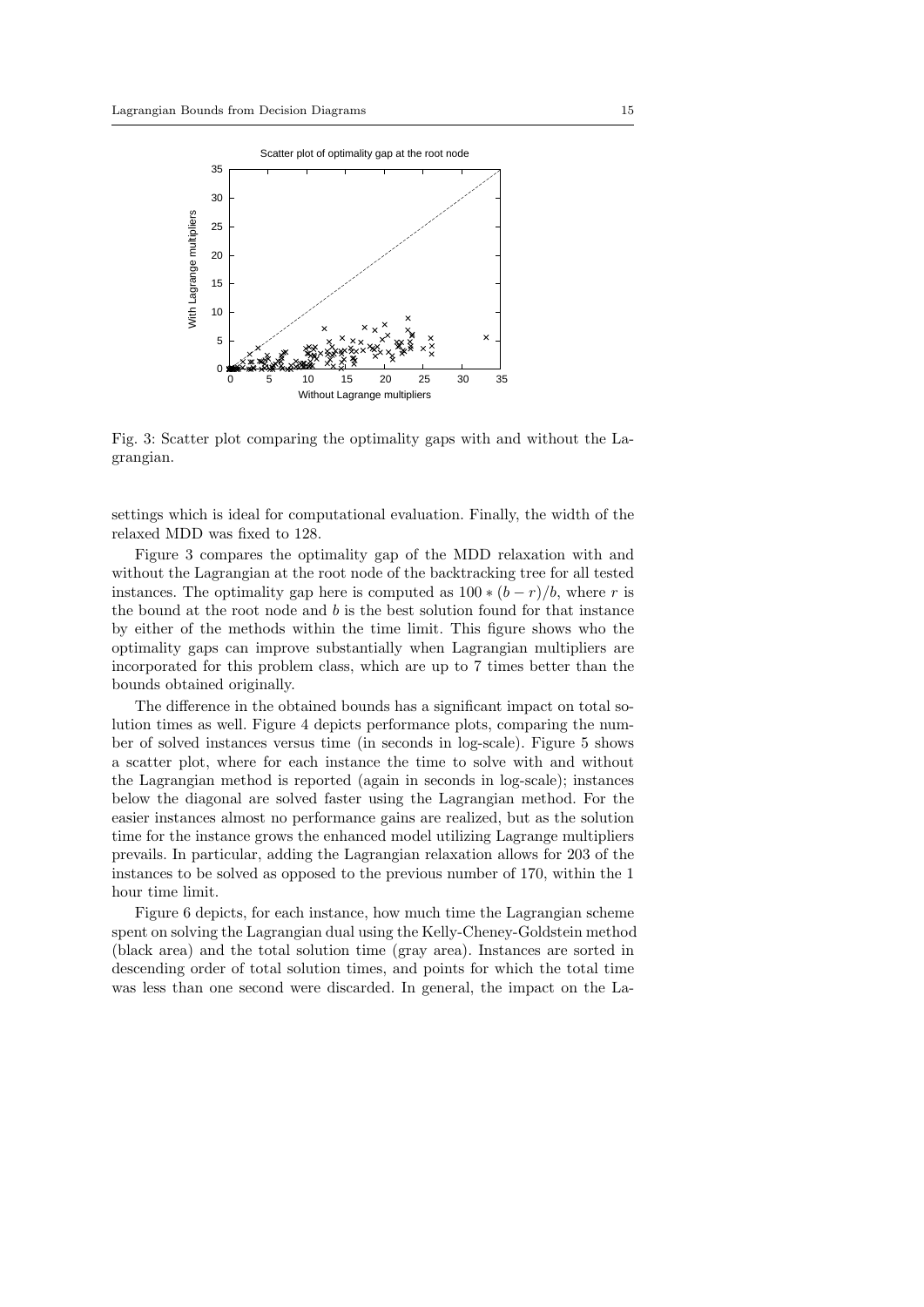Fig. 3: Scatter plot comparing the optimality gaps with and without the Lagrangian.

settings which is ideal for computational evaluation. Finally, the width of the relaxed MDD was fixed to 128.

Figure 3 compares the optimality gap of the MDD relaxation with and without the Lagrangian at the root node of the backtracking tree for all tested instances. The optimality gap here is computed as $100 * (b - r)/b$, where $r$ is the bound at the root node and $b$ is the best solution found for that instance by either of the methods within the time limit. This figure shows who the optimality gaps can improve substantially when Lagrangian multipliers are incorporated for this problem class, which are up to 7 times better than the bounds obtained originally.

The difference in the obtained bounds has a significant impact on total solution times as well. Figure 4 depicts performance plots, comparing the number of solved instances versus time (in seconds in log-scale). Figure 5 shows a scatter plot, where for each instance the time to solve with and without the Lagrangian method is reported (again in seconds in log-scale); instances below the diagonal are solved faster using the Lagrangian method. For the easier instances almost no performance gains are realized, but as the solution time for the instance grows the enhanced model utilizing Lagrange multipliers prevails. In particular, adding the Lagrangian relaxation allows for 203 of the instances to be solved as opposed to the previous number of 170, within the 1 hour time limit.

Figure 6 depicts, for each instance, how much time the Lagrangian scheme spent on solving the Lagrangian dual using the Kelly-Cheney-Goldstein method (black area) and the total solution time (gray area). Instances are sorted in descending order of total solution times, and points for which the total time was less than one second were discarded. In general, the impact on the La-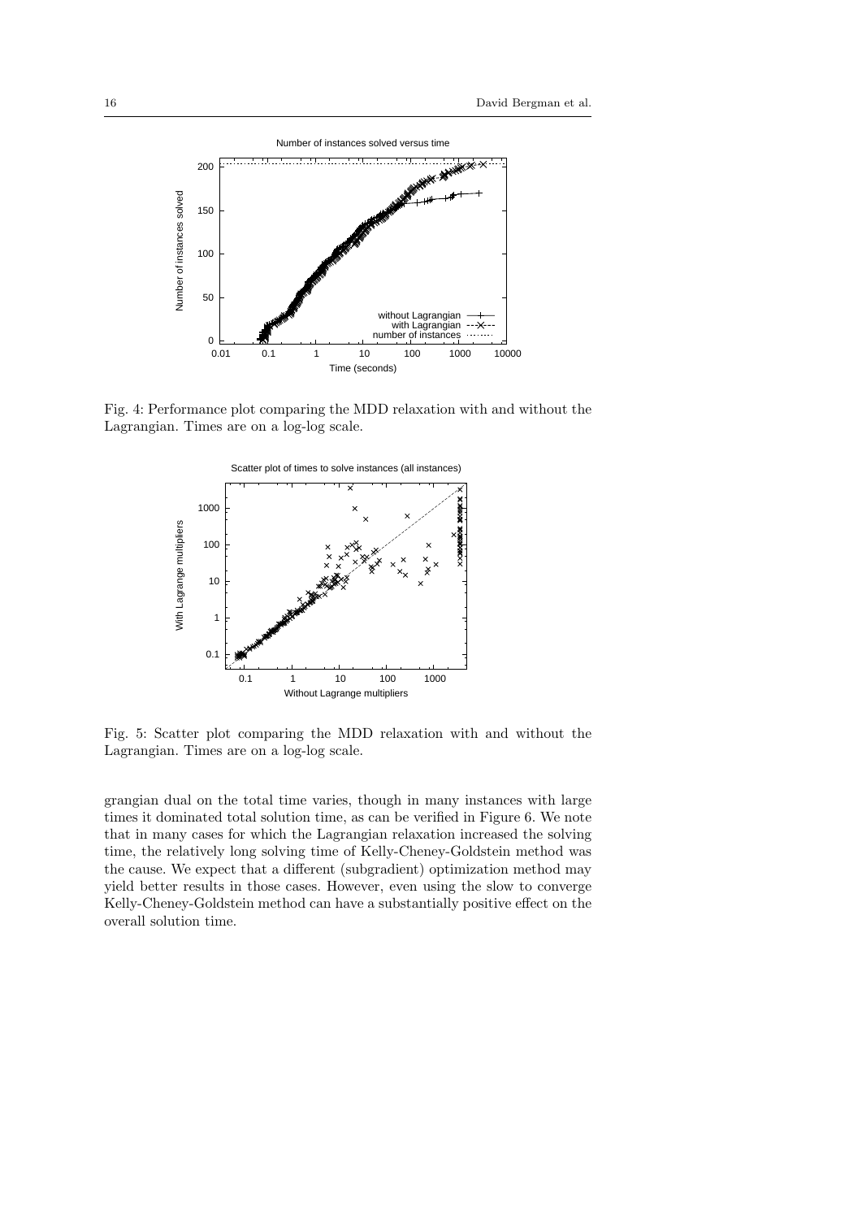Fig. 4: Performance plot comparing the MDD relaxation with and without the Lagrangian. Times are on a log-log scale.

Fig. 5: Scatter plot comparing the MDD relaxation with and without the Lagrangian. Times are on a log-log scale.

grangian dual on the total time varies, though in many instances with large times it dominated total solution time, as can be verified in Figure 6. We note that in many cases for which the Lagrangian relaxation increased the solving time, the relatively long solving time of Kelly-Cheney-Goldstein method was the cause. We expect that a different (subgradient) optimization method may yield better results in those cases. However, even using the slow to converge Kelly-Cheney-Goldstein method can have a substantially positive effect on the overall solution time.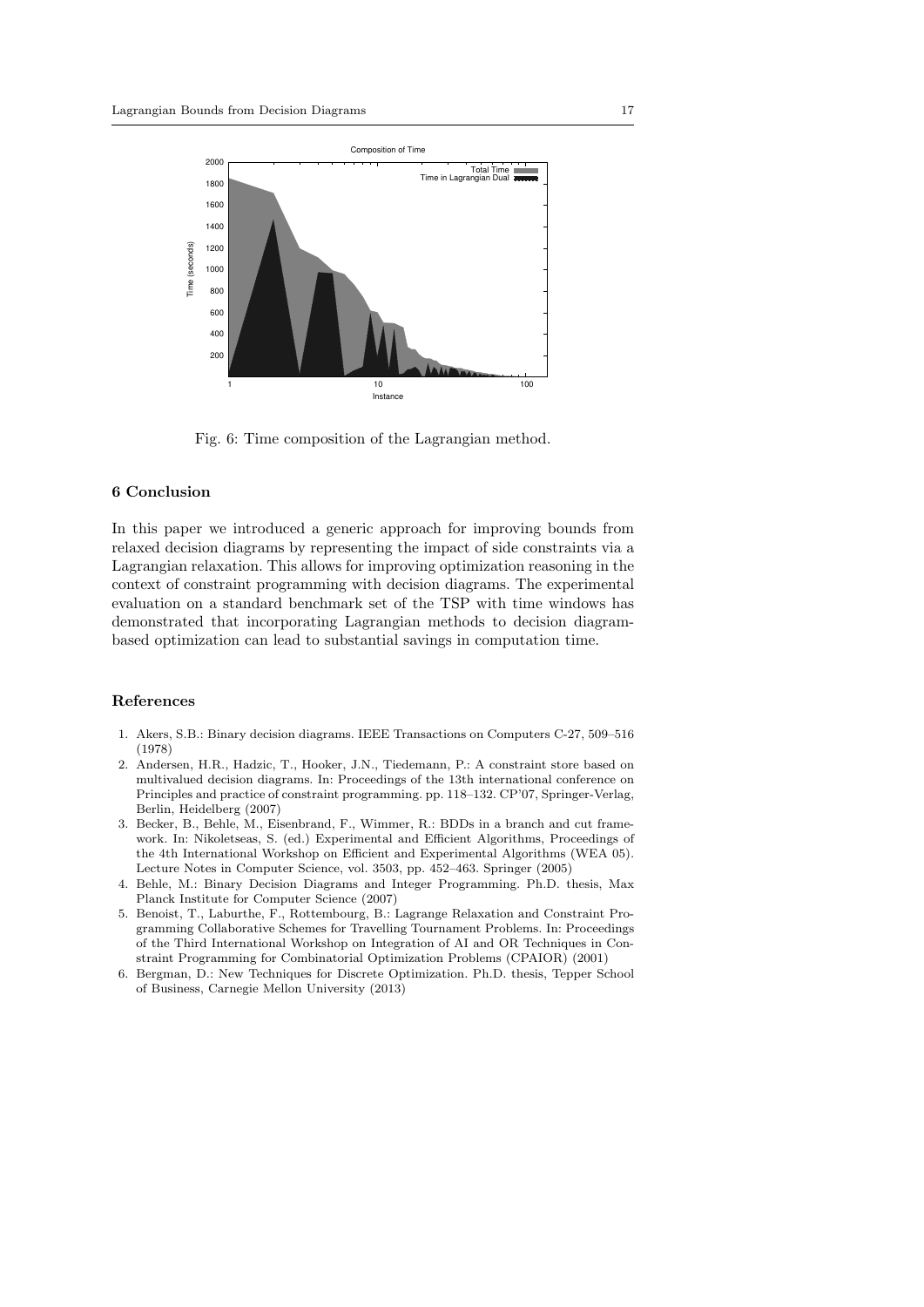Fig. 6: Time composition of the Lagrangian method.

## 6 Conclusion

In this paper we introduced a generic approach for improving bounds from relaxed decision diagrams by representing the impact of side constraints via a Lagrangian relaxation. This allows for improving optimization reasoning in the context of constraint programming with decision diagrams. The experimental evaluation on a standard benchmark set of the TSP with time windows has demonstrated that incorporating Lagrangian methods to decision diagram-based optimization can lead to substantial savings in computation time.

## References

1. Akers, S.B.: Binary decision diagrams. IEEE Transactions on Computers C-27, 509–516 (1978)
2. Andersen, H.R., Hadzic, T., Hooker, J.N., Tiedemann, P.: A constraint store based on multivalued decision diagrams. In: Proceedings of the 13th international conference on Principles and practice of constraint programming. pp. 118–132. CP'07, Springer-Verlag, Berlin, Heidelberg (2007)
3. Becker, B., Behle, M., Eisenbrand, F., Wimmer, R.: BDDs in a branch and cut framework. In: Nikoletseas, S. (ed.) Experimental and Efficient Algorithms, Proceedings of the 4th International Workshop on Efficient and Experimental Algorithms (WEA 05). Lecture Notes in Computer Science, vol. 3503, pp. 452–463. Springer (2005)
4. Behle, M.: Binary Decision Diagrams and Integer Programming. Ph.D. thesis, Max Planck Institute for Computer Science (2007)
5. Benoist, T., Laburthe, F., Rottembourg, B.: Lagrange Relaxation and Constraint Programming Collaborative Schemes for Travelling Tournament Problems. In: Proceedings of the Third International Workshop on Integration of AI and OR Techniques in Constraint Programming for Combinatorial Optimization Problems (CPAIOR) (2001)
6. Bergman, D.: New Techniques for Discrete Optimization. Ph.D. thesis, Tepper School of Business, Carnegie Mellon University (2013)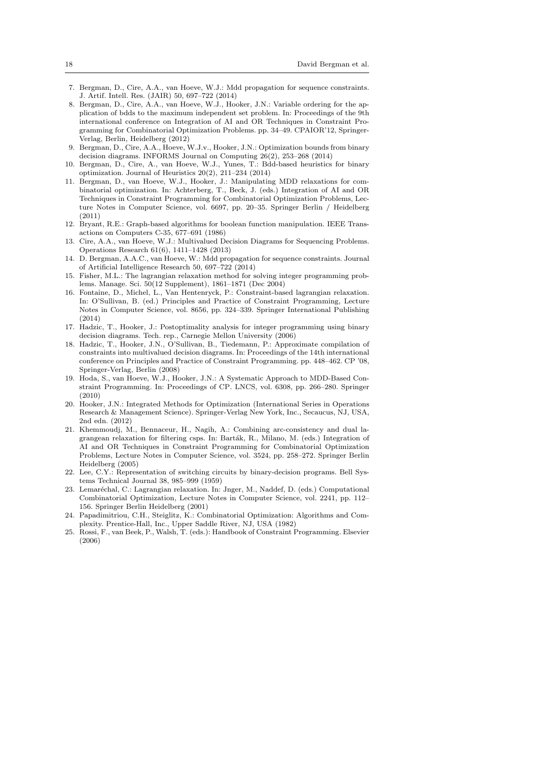7. Bergman, D., Cire, A.A., van Hoeve, W.J.: Mdd propagation for sequence constraints. J. Artif. Intell. Res. (JAIR) 50, 697–722 (2014)
8. Bergman, D., Cire, A.A., van Hoeve, W.J., Hooker, J.N.: Variable ordering for the application of bdds to the maximum independent set problem. In: Proceedings of the 9th international conference on Integration of AI and OR Techniques in Constraint Programming for Combinatorial Optimization Problems. pp. 34–49. CPAIOR'12, Springer-Verlag, Berlin, Heidelberg (2012)
9. Bergman, D., Cire, A.A., Hoeve, W.J.v., Hooker, J.N.: Optimization bounds from binary decision diagrams. INFORMS Journal on Computing 26(2), 253–268 (2014)
10. Bergman, D., Cire, A., van Hoeve, W.J., Yunes, T.: Bdd-based heuristics for binary optimization. Journal of Heuristics 20(2), 211–234 (2014)
11. Bergman, D., van Hoeve, W.J., Hooker, J.: Manipulating MDD relaxations for combinatorial optimization. In: Achterberg, T., Beck, J. (eds.) Integration of AI and OR Techniques in Constraint Programming for Combinatorial Optimization Problems, Lecture Notes in Computer Science, vol. 6697, pp. 20–35. Springer Berlin / Heidelberg (2011)
12. Bryant, R.E.: Graph-based algorithms for boolean function manipulation. IEEE Transactions on Computers C-35, 677–691 (1986)
13. Cire, A.A., van Hoeve, W.J.: Multivalued Decision Diagrams for Sequencing Problems. Operations Research 61(6), 1411–1428 (2013)
14. D. Bergman, A.A.C., van Hoeve, W.: Mdd propagation for sequence constraints. Journal of Artificial Intelligence Research 50, 697–722 (2014)
15. Fisher, M.L.: The lagrangian relaxation method for solving integer programming problems. Manage. Sci. 50(12 Supplement), 1861–1871 (Dec 2004)
16. Fontaine, D., Michel, L., Van Hentenryck, P.: Constraint-based lagrangian relaxation. In: O'Sullivan, B. (ed.) Principles and Practice of Constraint Programming, Lecture Notes in Computer Science, vol. 8656, pp. 324–339. Springer International Publishing (2014)
17. Hadzic, T., Hooker, J.: Postoptimality analysis for integer programming using binary decision diagrams. Tech. rep., Carnegie Mellon University (2006)
18. Hadzic, T., Hooker, J.N., O'Sullivan, B., Tiedemann, P.: Approximate compilation of constraints into multivalued decision diagrams. In: Proceedings of the 14th international conference on Principles and Practice of Constraint Programming. pp. 448–462. CP '08, Springer-Verlag, Berlin (2008)
19. Hoda, S., van Hoeve, W.J., Hooker, J.N.: A Systematic Approach to MDD-Based Constraint Programming. In: Proceedings of CP. LNCS, vol. 6308, pp. 266–280. Springer (2010)
20. Hooker, J.N.: Integrated Methods for Optimization (International Series in Operations Research & Management Science). Springer-Verlag New York, Inc., Secaucus, NJ, USA, 2nd edn. (2012)
21. Khemmoudj, M., Bennaceur, H., Nagih, A.: Combining arc-consistency and dual lagrangean relaxation for filtering csps. In: Barták, R., Milano, M. (eds.) Integration of AI and OR Techniques in Constraint Programming for Combinatorial Optimization Problems, Lecture Notes in Computer Science, vol. 3524, pp. 258–272. Springer Berlin Heidelberg (2005)
22. Lee, C.Y.: Representation of switching circuits by binary-decision programs. Bell Systems Technical Journal 38, 985–999 (1959)
23. Lemaréchal, C.: Lagrangian relaxation. In: Jnger, M., Naddef, D. (eds.) Computational Combinatorial Optimization, Lecture Notes in Computer Science, vol. 2241, pp. 112–156. Springer Berlin Heidelberg (2001)
24. Papadimitriou, C.H., Steiglitz, K.: Combinatorial Optimization: Algorithms and Complexity. Prentice-Hall, Inc., Upper Saddle River, NJ, USA (1982)
25. Rossi, F., van Beek, P., Walsh, T. (eds.): Handbook of Constraint Programming. Elsevier (2006)